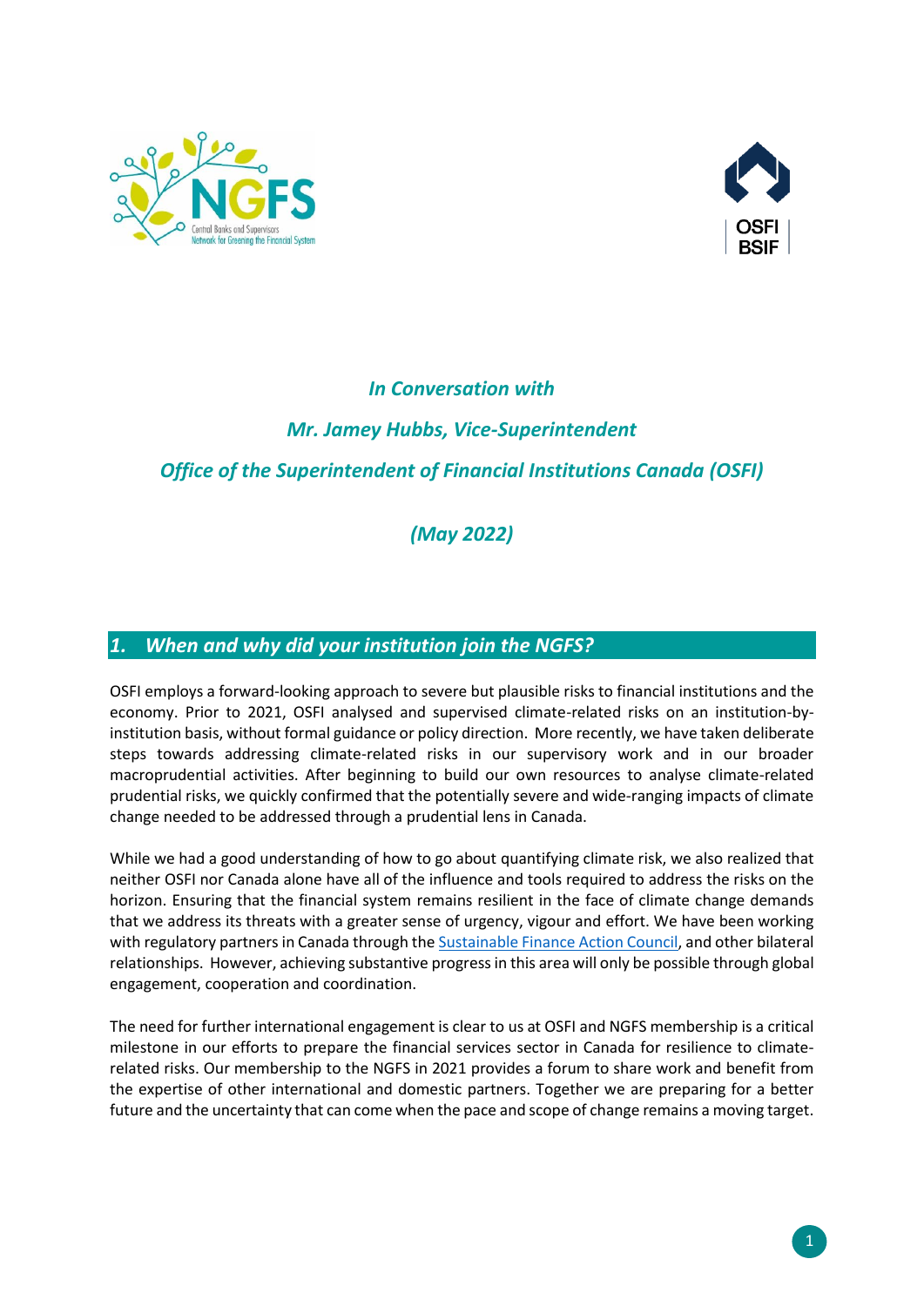*In Conversation with*

*Mr. Jamey Hubbs, Vice-Superintendent*

*Office of the Superintendent of Financial Institutions Canada (OSFI)*

*(May 2022)*

## *1. When and why did your institution join the NGFS?*

OSFI employs a forward-looking approach to severe but plausible risks to financial institutions and the economy. Prior to 2021, OSFI analysed and supervised climate-related risks on an institution-by-institution basis, without formal guidance or policy direction. More recently, we have taken deliberate steps towards addressing climate-related risks in our supervisory work and in our broader macroprudential activities. After beginning to build our own resources to analyse climate-related prudential risks, we quickly confirmed that the potentially severe and wide-ranging impacts of climate change needed to be addressed through a prudential lens in Canada.

While we had a good understanding of how to go about quantifying climate risk, we also realized that neither OSFI nor Canada alone have all of the influence and tools required to address the risks on the horizon. Ensuring that the financial system remains resilient in the face of climate change demands that we address its threats with a greater sense of urgency, vigour and effort. We have been working with regulatory partners in Canada through the Sustainable Finance Action Council, and other bilateral relationships. However, achieving substantive progress in this area will only be possible through global engagement, cooperation and coordination.

The need for further international engagement is clear to us at OSFI and NGFS membership is a critical milestone in our efforts to prepare the financial services sector in Canada for resilience to climate-related risks. Our membership to the NGFS in 2021 provides a forum to share work and benefit from the expertise of other international and domestic partners. Together we are preparing for a better future and the uncertainty that can come when the pace and scope of change remains a moving target.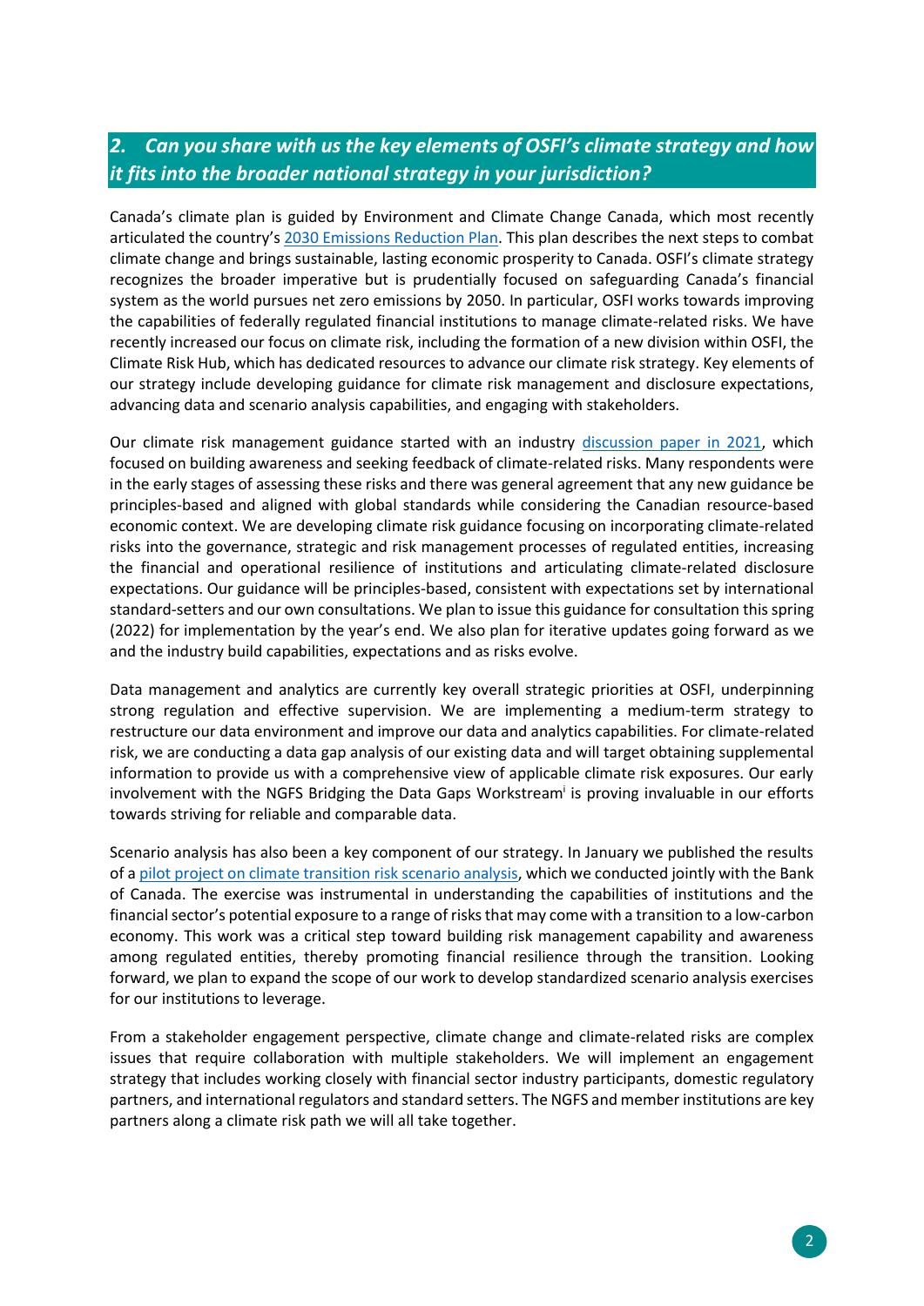## *2. Can you share with us the key elements of OSFI's climate strategy and how it fits into the broader national strategy in your jurisdiction?*

Canada's climate plan is guided by Environment and Climate Change Canada, which most recently articulated the country's 2030 Emissions Reduction Plan. This plan describes the next steps to combat climate change and brings sustainable, lasting economic prosperity to Canada. OSFI's climate strategy recognizes the broader imperative but is prudentially focused on safeguarding Canada's financial system as the world pursues net zero emissions by 2050. In particular, OSFI works towards improving the capabilities of federally regulated financial institutions to manage climate-related risks. We have recently increased our focus on climate risk, including the formation of a new division within OSFI, the Climate Risk Hub, which has dedicated resources to advance our climate risk strategy. Key elements of our strategy include developing guidance for climate risk management and disclosure expectations, advancing data and scenario analysis capabilities, and engaging with stakeholders.

Our climate risk management guidance started with an industry discussion paper in 2021, which focused on building awareness and seeking feedback of climate-related risks. Many respondents were in the early stages of assessing these risks and there was general agreement that any new guidance be principles-based and aligned with global standards while considering the Canadian resource-based economic context. We are developing climate risk guidance focusing on incorporating climate-related risks into the governance, strategic and risk management processes of regulated entities, increasing the financial and operational resilience of institutions and articulating climate-related disclosure expectations. Our guidance will be principles-based, consistent with expectations set by international standard-setters and our own consultations. We plan to issue this guidance for consultation this spring (2022) for implementation by the year's end. We also plan for iterative updates going forward as we and the industry build capabilities, expectations and as risks evolve.

Data management and analytics are currently key overall strategic priorities at OSFI, underpinning strong regulation and effective supervision. We are implementing a medium-term strategy to restructure our data environment and improve our data and analytics capabilities. For climate-related risk, we are conducting a data gap analysis of our existing data and will target obtaining supplemental information to provide us with a comprehensive view of applicable climate risk exposures. Our early involvement with the NGFS Bridging the Data Gaps Workstream[i] is proving invaluable in our efforts towards striving for reliable and comparable data.

Scenario analysis has also been a key component of our strategy. In January we published the results of a pilot project on climate transition risk scenario analysis, which we conducted jointly with the Bank of Canada. The exercise was instrumental in understanding the capabilities of institutions and the financial sector's potential exposure to a range of risks that may come with a transition to a low-carbon economy. This work was a critical step toward building risk management capability and awareness among regulated entities, thereby promoting financial resilience through the transition. Looking forward, we plan to expand the scope of our work to develop standardized scenario analysis exercises for our institutions to leverage.

From a stakeholder engagement perspective, climate change and climate-related risks are complex issues that require collaboration with multiple stakeholders. We will implement an engagement strategy that includes working closely with financial sector industry participants, domestic regulatory partners, and international regulators and standard setters. The NGFS and member institutions are key partners along a climate risk path we will all take together.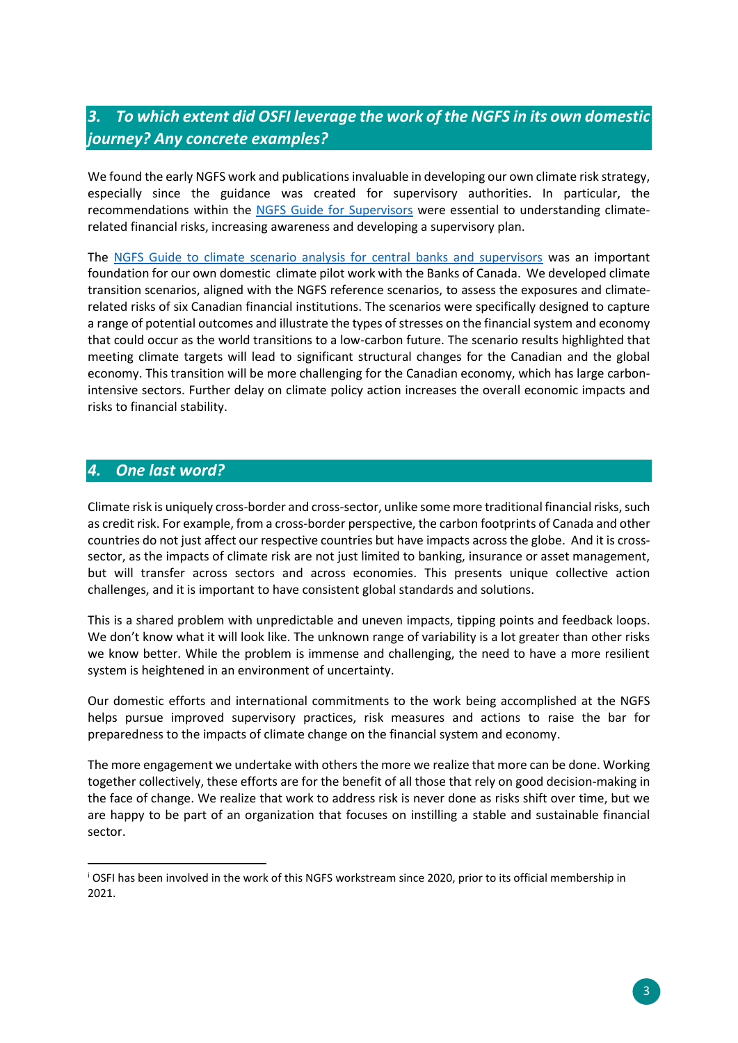## 3. To which extent did OSFI leverage the work of the NGFS in its own domestic journey? Any concrete examples?

We found the early NGFS work and publications invaluable in developing our own climate risk strategy, especially since the guidance was created for supervisory authorities. In particular, the recommendations within the NGFS Guide for Supervisors were essential to understanding climate-related financial risks, increasing awareness and developing a supervisory plan.

The NGFS Guide to climate scenario analysis for central banks and supervisors was an important foundation for our own domestic climate pilot work with the Banks of Canada. We developed climate transition scenarios, aligned with the NGFS reference scenarios, to assess the exposures and climate-related risks of six Canadian financial institutions. The scenarios were specifically designed to capture a range of potential outcomes and illustrate the types of stresses on the financial system and economy that could occur as the world transitions to a low-carbon future. The scenario results highlighted that meeting climate targets will lead to significant structural changes for the Canadian and the global economy. This transition will be more challenging for the Canadian economy, which has large carbon-intensive sectors. Further delay on climate policy action increases the overall economic impacts and risks to financial stability.

## 4. One last word?

Climate risk is uniquely cross-border and cross-sector, unlike some more traditional financial risks, such as credit risk. For example, from a cross-border perspective, the carbon footprints of Canada and other countries do not just affect our respective countries but have impacts across the globe. And it is cross-sector, as the impacts of climate risk are not just limited to banking, insurance or asset management, but will transfer across sectors and across economies. This presents unique collective action challenges, and it is important to have consistent global standards and solutions.

This is a shared problem with unpredictable and uneven impacts, tipping points and feedback loops. We don't know what it will look like. The unknown range of variability is a lot greater than other risks we know better. While the problem is immense and challenging, the need to have a more resilient system is heightened in an environment of uncertainty.

Our domestic efforts and international commitments to the work being accomplished at the NGFS helps pursue improved supervisory practices, risk measures and actions to raise the bar for preparedness to the impacts of climate change on the financial system and economy.

The more engagement we undertake with others the more we realize that more can be done. Working together collectively, these efforts are for the benefit of all those that rely on good decision-making in the face of change. We realize that work to address risk is never done as risks shift over time, but we are happy to be part of an organization that focuses on instilling a stable and sustainable financial sector.

---

[i] OSFI has been involved in the work of this NGFS workstream since 2020, prior to its official membership in 2021.